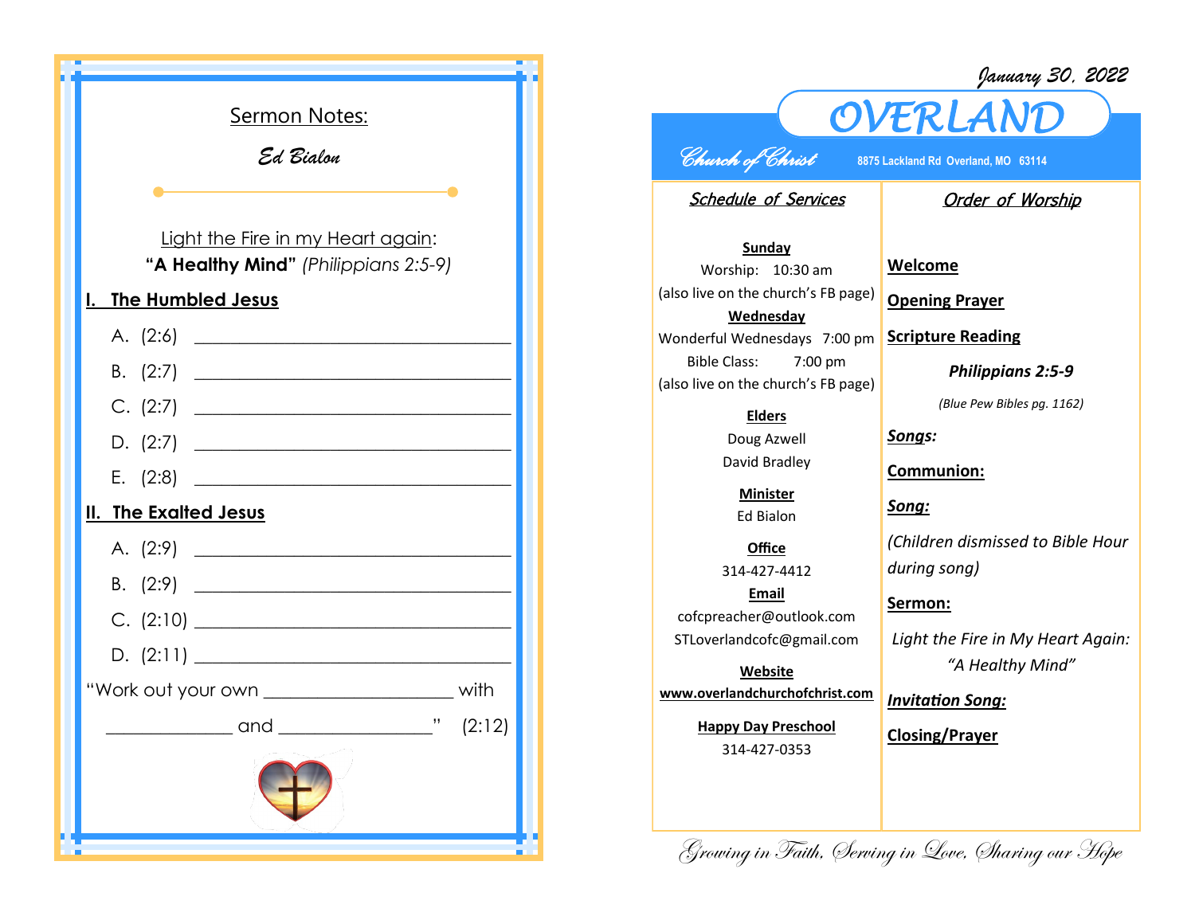## Sermon Notes:

*Ed Bialon*

Light the Fire in my Heart again:
**"A Healthy Mind"** *(Philippians 2:5-9)*

### I. The Humbled Jesus

A. (2:6) ______________________________

B. (2:7) ______________________________

C. (2:7) ______________________________

D. (2:7) ______________________________

E. (2:8) ______________________________

### II. The Exalted Jesus

A. (2:9) ______________________________

B. (2:9) ______________________________

C. (2:10) ______________________________

D. (2:11) ______________________________

"Work out your own ________________ with

____________ and ______________" (2:12)

*January 30, 2022*

# OVERLAND

*Church of Christ*

8875 Lackland Rd Overland, MO 63114

## *Schedule of Services*

**Sunday**
Worship: 10:30 am
(also live on the church's FB page)

**Wednesday**
Wonderful Wednesdays 7:00 pm
Bible Class: 7:00 pm
(also live on the church's FB page)

**Elders**
Doug Azwell
David Bradley

**Minister**
Ed Bialon

**Office**
314-427-4412

**Email**
cofcpreacher@outlook.com
STLoverlandcofc@gmail.com

**Website**
**www.overlandchurchofchrist.com**

**Happy Day Preschool**
314-427-0353

## *Order of Worship*

**Welcome**

**Opening Prayer**

**Scripture Reading**

***Philippians 2:5-9***

*(Blue Pew Bibles pg. 1162)*

***Songs:***

**Communion:**

***Song:***

*(Children dismissed to Bible Hour during song)*

**Sermon:**

*Light the Fire in My Heart Again: "A Healthy Mind"*

***Invitation Song:***

**Closing/Prayer**

*Growing in Faith, Serving in Love, Sharing our Hope*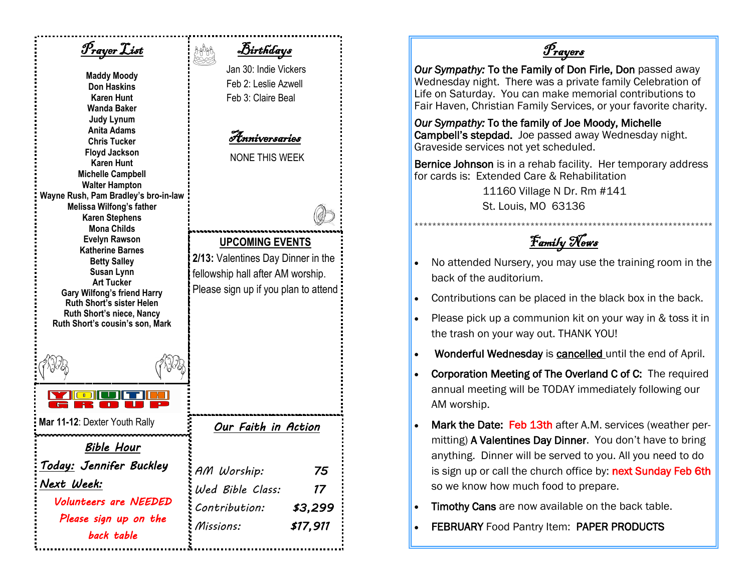## Prayer List

**Maddy Moody**
**Don Haskins**
**Karen Hunt**
**Wanda Baker**
**Judy Lynum**
**Anita Adams**
**Chris Tucker**
**Floyd Jackson**
**Karen Hunt**
**Michelle Campbell**
**Walter Hampton**
**Wayne Rush, Pam Bradley's bro-in-law**
**Melissa Wilfong's father**
**Karen Stephens**
**Mona Childs**
**Evelyn Rawson**
**Katherine Barnes**
**Betty Salley**
**Susan Lynn**
**Art Tucker**
**Gary Wilfong's friend Harry**
**Ruth Short's sister Helen**
**Ruth Short's niece, Nancy**
**Ruth Short's cousin's son, Mark**

## YOUTH GROUP

**Mar 11-12**: Dexter Youth Rally

## Bible Hour

***Today:*** Jennifer Buckley

***Next Week:***

*Volunteers are NEEDED*
*Please sign up on the back table*

## Birthdays

Jan 30: Indie Vickers
Feb 2: Leslie Azwell
Feb 3: Claire Beal

## Anniversaries

NONE THIS WEEK

## UPCOMING EVENTS

**2/13:** Valentines Day Dinner in the fellowship hall after AM worship. Please sign up if you plan to attend

## Our Faith in Action

| | |
|---|---|
| AM Worship: | 75 |
| Wed Bible Class: | 17 |
| Contribution: | $3,299 |
| Missions: | $17,911 |

## Prayers

*Our Sympathy:* To the Family of Don Firle, Don passed away Wednesday night. There was a private family Celebration of Life on Saturday. You can make memorial contributions to Fair Haven, Christian Family Services, or your favorite charity.

*Our Sympathy:* To the family of Joe Moody, Michelle Campbell's stepdad. Joe passed away Wednesday night. Graveside services not yet scheduled.

Bernice Johnson is in a rehab facility. Her temporary address for cards is: Extended Care & Rehabilitation
11160 Village N Dr. Rm #141
St. Louis, MO 63136

## Family News

- No attended Nursery, you may use the training room in the back of the auditorium.
- Contributions can be placed in the black box in the back.
- Please pick up a communion kit on your way in & toss it in the trash on your way out. THANK YOU!
- Wonderful Wednesday is cancelled until the end of April.
- Corporation Meeting of The Overland C of C: The required annual meeting will be TODAY immediately following our AM worship.
- Mark the Date: Feb 13th after A.M. services (weather permitting) A Valentines Day Dinner. You don't have to bring anything. Dinner will be served to you. All you need to do is sign up or call the church office by: next Sunday Feb 6th so we know how much food to prepare.
- Timothy Cans are now available on the back table.
- FEBRUARY Food Pantry Item: PAPER PRODUCTS